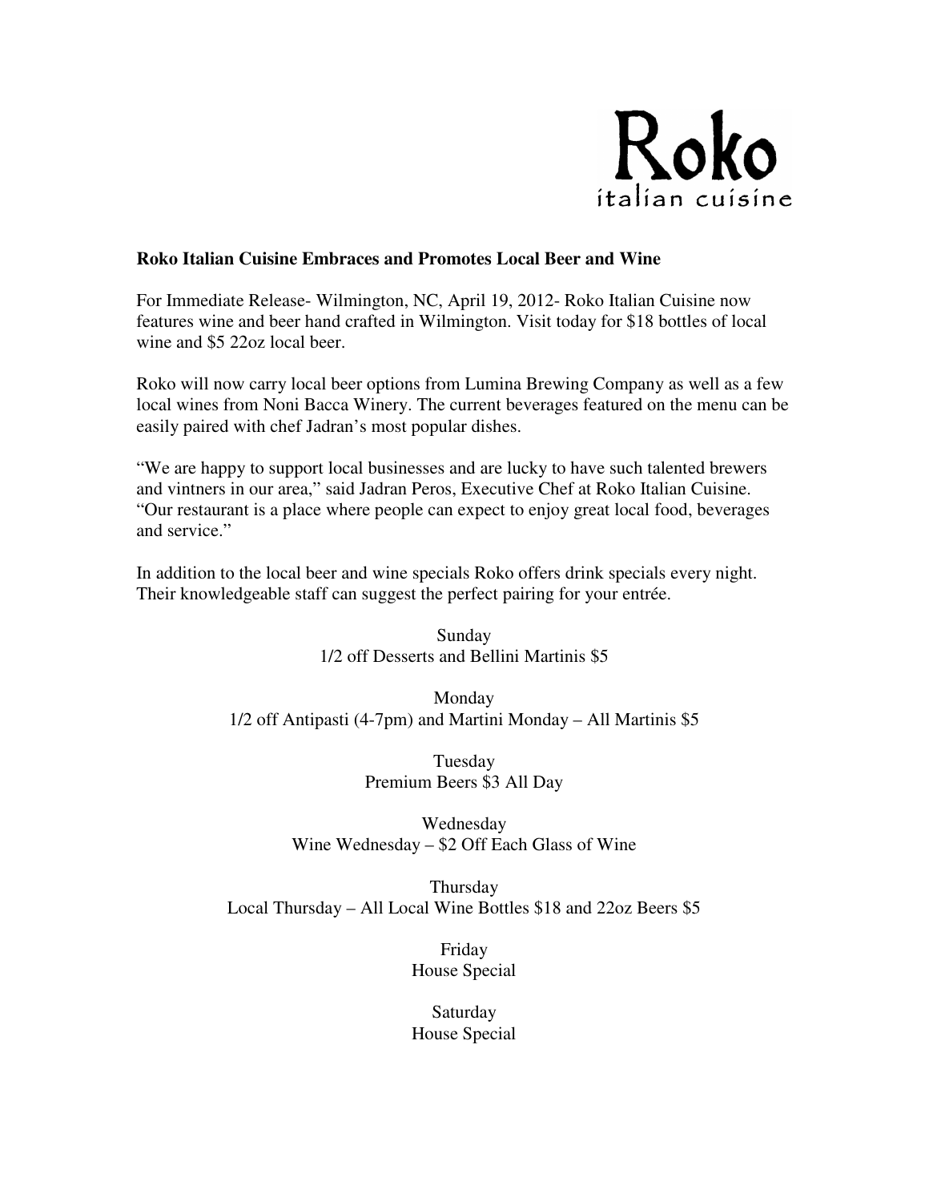Roko
italian cuisine

**Roko Italian Cuisine Embraces and Promotes Local Beer and Wine**

For Immediate Release- Wilmington, NC, April 19, 2012- Roko Italian Cuisine now features wine and beer hand crafted in Wilmington. Visit today for $18 bottles of local wine and $5 22oz local beer.

Roko will now carry local beer options from Lumina Brewing Company as well as a few local wines from Noni Bacca Winery. The current beverages featured on the menu can be easily paired with chef Jadran's most popular dishes.

"We are happy to support local businesses and are lucky to have such talented brewers and vintners in our area," said Jadran Peros, Executive Chef at Roko Italian Cuisine. "Our restaurant is a place where people can expect to enjoy great local food, beverages and service."

In addition to the local beer and wine specials Roko offers drink specials every night. Their knowledgeable staff can suggest the perfect pairing for your entrée.

Sunday
1/2 off Desserts and Bellini Martinis $5

Monday
1/2 off Antipasti (4-7pm) and Martini Monday – All Martinis $5

Tuesday
Premium Beers $3 All Day

Wednesday
Wine Wednesday – $2 Off Each Glass of Wine

Thursday
Local Thursday – All Local Wine Bottles $18 and 22oz Beers $5

Friday
House Special

Saturday
House Special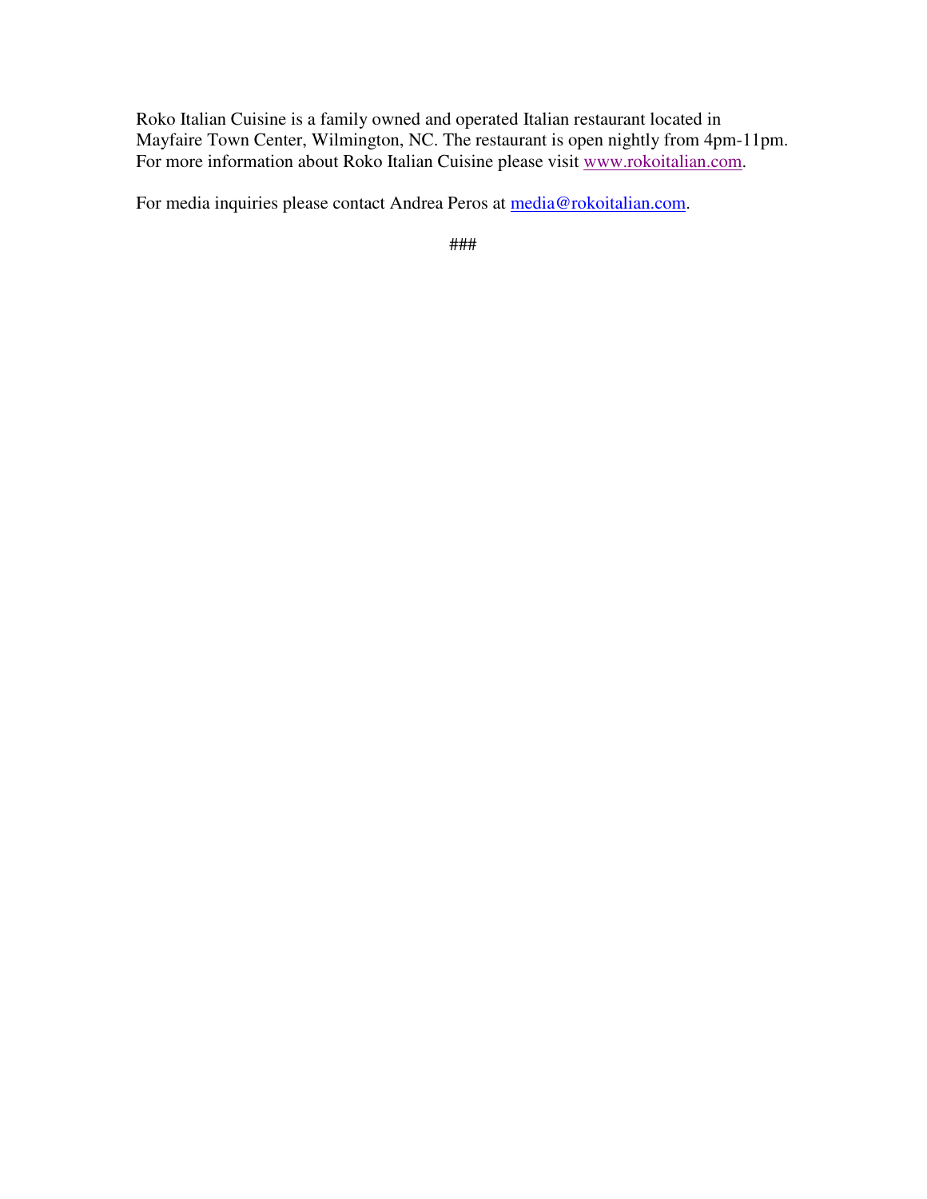Roko Italian Cuisine is a family owned and operated Italian restaurant located in Mayfaire Town Center, Wilmington, NC. The restaurant is open nightly from 4pm-11pm. For more information about Roko Italian Cuisine please visit www.rokoitalian.com.

For media inquiries please contact Andrea Peros at media@rokoitalian.com.

###